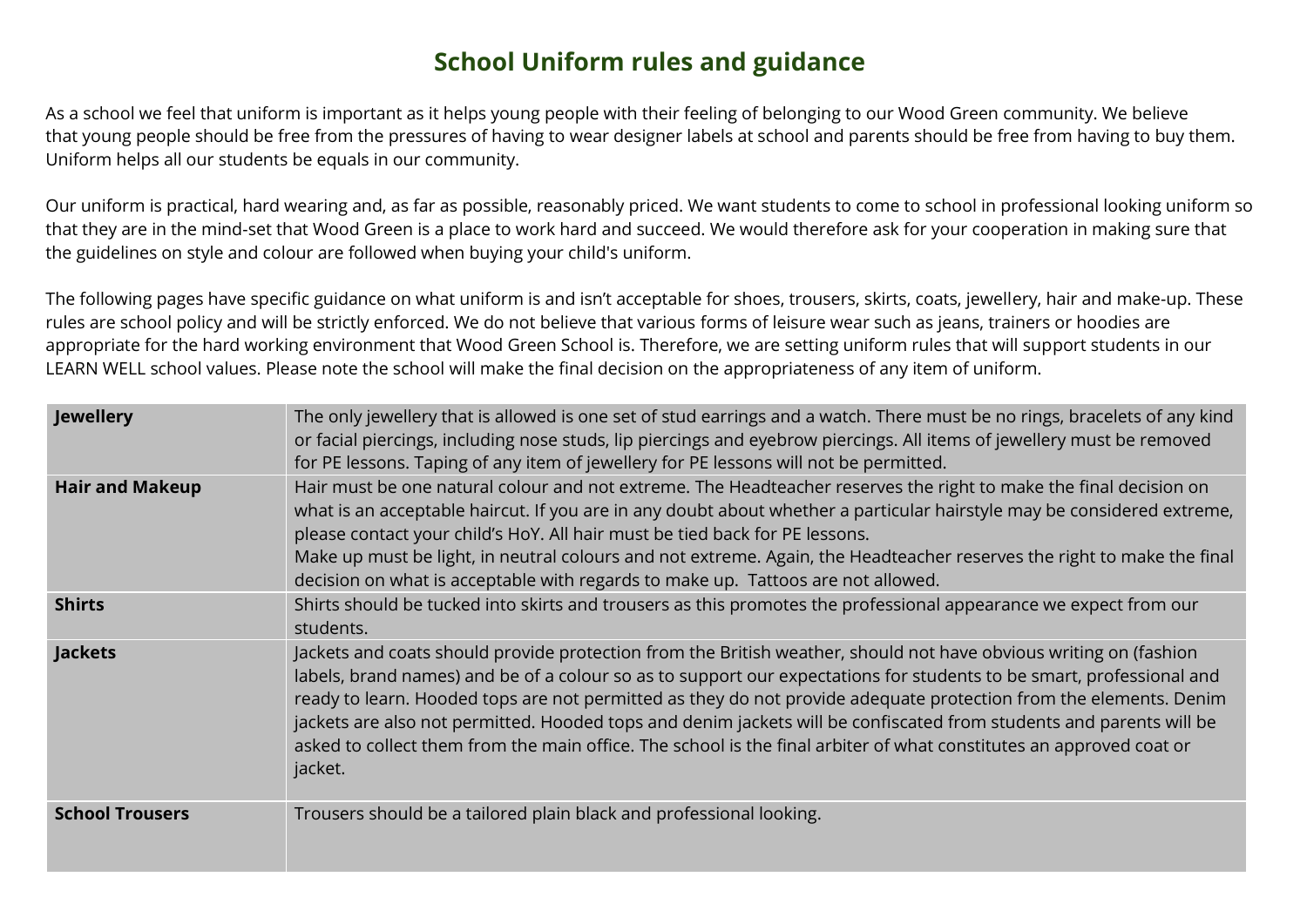# School Uniform rules and guidance

As a school we feel that uniform is important as it helps young people with their feeling of belonging to our Wood Green community. We believe that young people should be free from the pressures of having to wear designer labels at school and parents should be free from having to buy them. Uniform helps all our students be equals in our community.

Our uniform is practical, hard wearing and, as far as possible, reasonably priced. We want students to come to school in professional looking uniform so that they are in the mind-set that Wood Green is a place to work hard and succeed. We would therefore ask for your cooperation in making sure that the guidelines on style and colour are followed when buying your child's uniform.

The following pages have specific guidance on what uniform is and isn't acceptable for shoes, trousers, skirts, coats, jewellery, hair and make-up. These rules are school policy and will be strictly enforced. We do not believe that various forms of leisure wear such as jeans, trainers or hoodies are appropriate for the hard working environment that Wood Green School is. Therefore, we are setting uniform rules that will support students in our LEARN WELL school values. Please note the school will make the final decision on the appropriateness of any item of uniform.

| | |
|---|---|
| **Jewellery** | The only jewellery that is allowed is one set of stud earrings and a watch. There must be no rings, bracelets of any kind or facial piercings, including nose studs, lip piercings and eyebrow piercings. All items of jewellery must be removed for PE lessons. Taping of any item of jewellery for PE lessons will not be permitted. |
| **Hair and Makeup** | Hair must be one natural colour and not extreme. The Headteacher reserves the right to make the final decision on what is an acceptable haircut. If you are in any doubt about whether a particular hairstyle may be considered extreme, please contact your child's HoY. All hair must be tied back for PE lessons.<br>Make up must be light, in neutral colours and not extreme. Again, the Headteacher reserves the right to make the final decision on what is acceptable with regards to make up. Tattoos are not allowed. |
| **Shirts** | Shirts should be tucked into skirts and trousers as this promotes the professional appearance we expect from our students. |
| **Jackets** | Jackets and coats should provide protection from the British weather, should not have obvious writing on (fashion labels, brand names) and be of a colour so as to support our expectations for students to be smart, professional and ready to learn. Hooded tops are not permitted as they do not provide adequate protection from the elements. Denim jackets are also not permitted. Hooded tops and denim jackets will be confiscated from students and parents will be asked to collect them from the main office. The school is the final arbiter of what constitutes an approved coat or jacket. |
| **School Trousers** | Trousers should be a tailored plain black and professional looking. |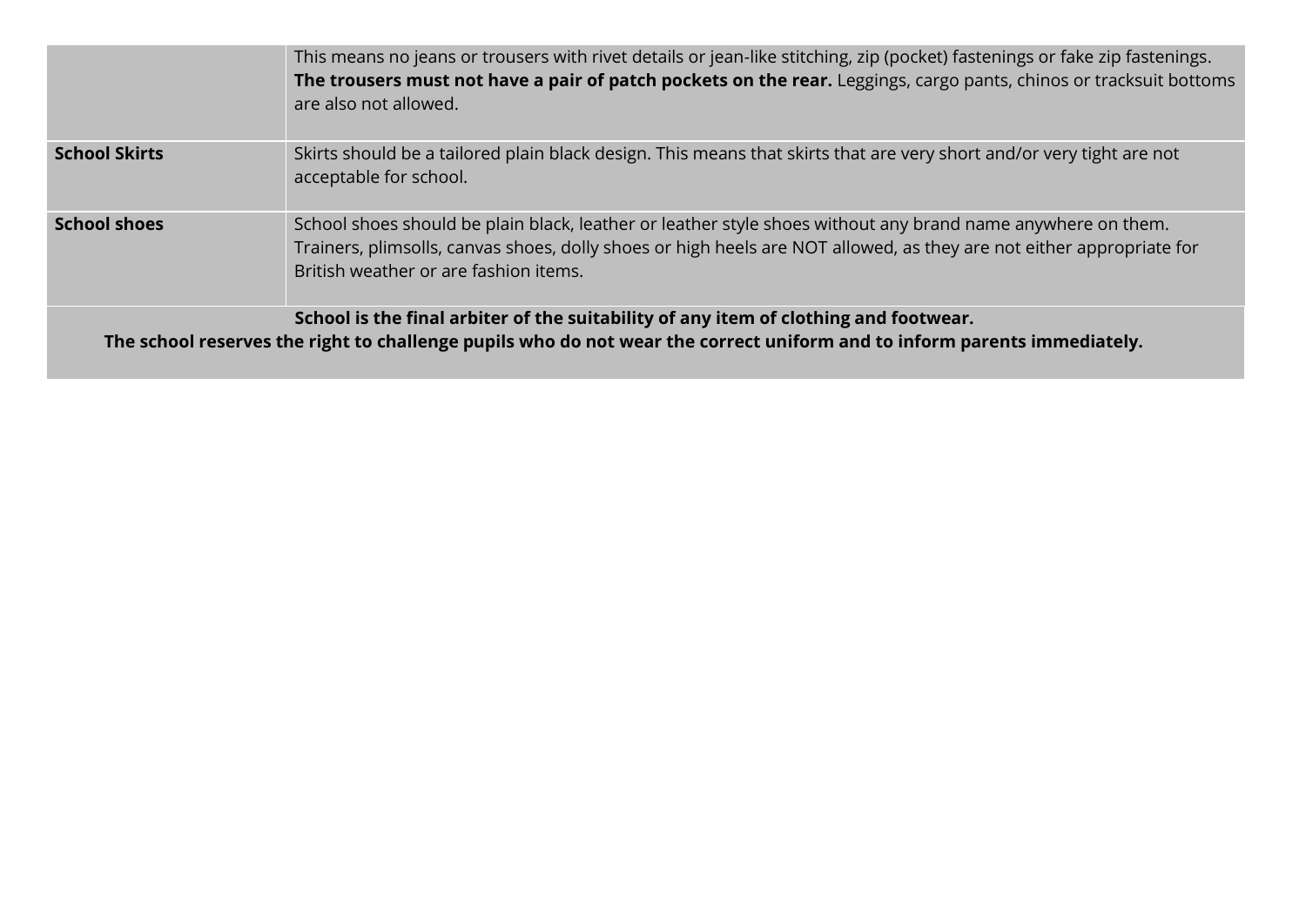| | |
|---|---|
| | This means no jeans or trousers with rivet details or jean-like stitching, zip (pocket) fastenings or fake zip fastenings. **The trousers must not have a pair of patch pockets on the rear.** Leggings, cargo pants, chinos or tracksuit bottoms are also not allowed. |
| **School Skirts** | Skirts should be a tailored plain black design. This means that skirts that are very short and/or very tight are not acceptable for school. |
| **School shoes** | School shoes should be plain black, leather or leather style shoes without any brand name anywhere on them. Trainers, plimsolls, canvas shoes, dolly shoes or high heels are NOT allowed, as they are not either appropriate for British weather or are fashion items. |
| **School is the final arbiter of the suitability of any item of clothing and footwear. The school reserves the right to challenge pupils who do not wear the correct uniform and to inform parents immediately.** | |